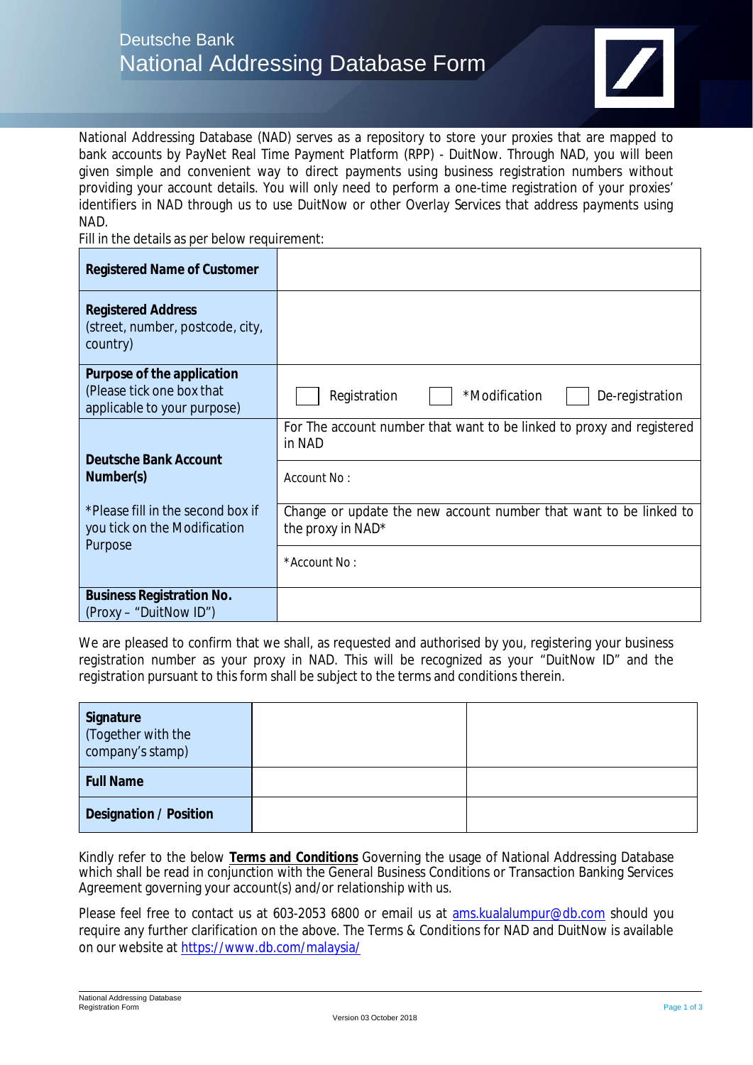# Deutsche Bank
## National Addressing Database Form

National Addressing Database (NAD) serves as a repository to store your proxies that are mapped to bank accounts by PayNet Real Time Payment Platform (RPP) - DuitNow. Through NAD, you will been given simple and convenient way to direct payments using business registration numbers without providing your account details. You will only need to perform a one-time registration of your proxies' identifiers in NAD through us to use DuitNow or other Overlay Services that address payments using NAD.

Fill in the details as per below requirement:

| | |
|---|---|
| **Registered Name of Customer** | |
| **Registered Address** (street, number, postcode, city, country) | |
| **Purpose of the application** (Please tick the box that applicable to your purpose) | ☐ Registration ☐ *Modification ☐ De-registration |
| **Deutsche Bank Account Number(s)** | For The account number that want to be linked to proxy and registered in NAD |
| | Account No : |
| *Please fill in the second box if you tick on the Modification Purpose | Change or update the new account number that want to be linked to the proxy in NAD* |
| | *Account No : |
| **Business Registration No.** (Proxy – "DuitNow ID") | |

We are pleased to confirm that we shall, as requested and authorised by you, registering your business registration number as your proxy in NAD. This will be recognized as your "DuitNow ID" and the registration pursuant to this form shall be subject to the terms and conditions therein.

| | | |
|---|---|---|
| **Signature** (Together with the company's stamp) | | |
| **Full Name** | | |
| **Designation / Position** | | |

Kindly refer to the below **Terms and Conditions** Governing the usage of National Addressing Database which shall be read in conjunction with the General Business Conditions or Transaction Banking Services Agreement governing your account(s) and/or relationship with us.

Please feel free to contact us at 603-2053 6800 or email us at ams.kualalumpur@db.com should you require any further clarification on the above. The Terms & Conditions for NAD and DuitNow is available on our website at https://www.db.com/malaysia/

National Addressing Database Registration Form

Version 03 October 2018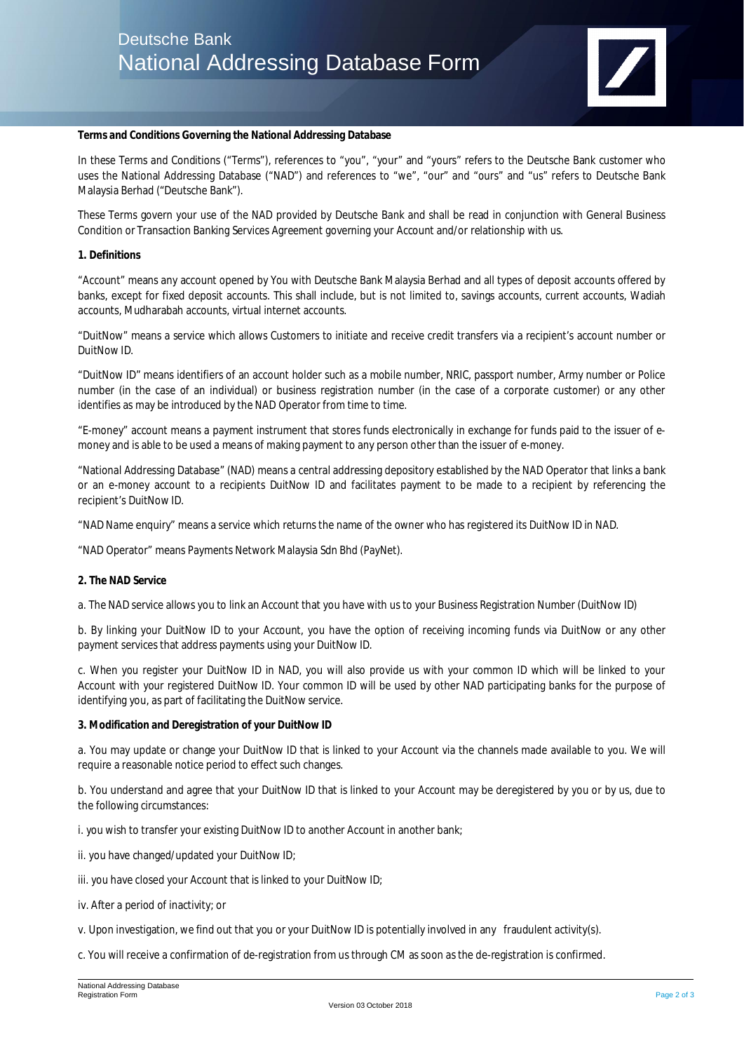**Terms and Conditions Governing the National Addressing Database**

In these Terms and Conditions ("Terms"), references to "you", "your" and "yours" refers to the Deutsche Bank customer who uses the National Addressing Database ("NAD") and references to "we", "our" and "ours" and "us" refers to Deutsche Bank Malaysia Berhad ("Deutsche Bank").

These Terms govern your use of the NAD provided by Deutsche Bank and shall be read in conjunction with General Business Condition or Transaction Banking Services Agreement governing your Account and/or relationship with us.

**1. Definitions**

"Account" means any account opened by You with Deutsche Bank Malaysia Berhad and all types of deposit accounts offered by banks, except for fixed deposit accounts. This shall include, but is not limited to, savings accounts, current accounts, Wadiah accounts, Mudharabah accounts, virtual internet accounts.

"DuitNow" means a service which allows Customers to initiate and receive credit transfers via a recipient's account number or DuitNow ID.

"DuitNow ID" means identifiers of an account holder such as a mobile number, NRIC, passport number, Army number or Police number (in the case of an individual) or business registration number (in the case of a corporate customer) or any other identifies as may be introduced by the NAD Operator from time to time.

"E-money" account means a payment instrument that stores funds electronically in exchange for funds paid to the issuer of e-money and is able to be used a means of making payment to any person other than the issuer of e-money.

"National Addressing Database" (NAD) means a central addressing depository established by the NAD Operator that links a bank or an e-money account to a recipients DuitNow ID and facilitates payment to be made to a recipient by referencing the recipient's DuitNow ID.

"NAD Name enquiry" means a service which returns the name of the owner who has registered its DuitNow ID in NAD.

"NAD Operator" means Payments Network Malaysia Sdn Bhd (PayNet).

**2. The NAD Service**

a. The NAD service allows you to link an Account that you have with us to your Business Registration Number (DuitNow ID)

b. By linking your DuitNow ID to your Account, you have the option of receiving incoming funds via DuitNow or any other payment services that address payments using your DuitNow ID.

c. When you register your DuitNow ID in NAD, you will also provide us with your common ID which will be linked to your Account with your registered DuitNow ID. Your common ID will be used by other NAD participating banks for the purpose of identifying you, as part of facilitating the DuitNow service.

**3. Modification and Deregistration of your DuitNow ID**

a. You may update or change your DuitNow ID that is linked to your Account via the channels made available to you. We will require a reasonable notice period to effect such changes.

b. You understand and agree that your DuitNow ID that is linked to your Account may be deregistered by you or by us, due to the following circumstances:

i. you wish to transfer your existing DuitNow ID to another Account in another bank;

ii. you have changed/updated your DuitNow ID;

iii. you have closed your Account that is linked to your DuitNow ID;

iv. After a period of inactivity; or

v. Upon investigation, we find out that you or your DuitNow ID is potentially involved in any fraudulent activity(s).

c. You will receive a confirmation of de-registration from us through CM as soon as the de-registration is confirmed.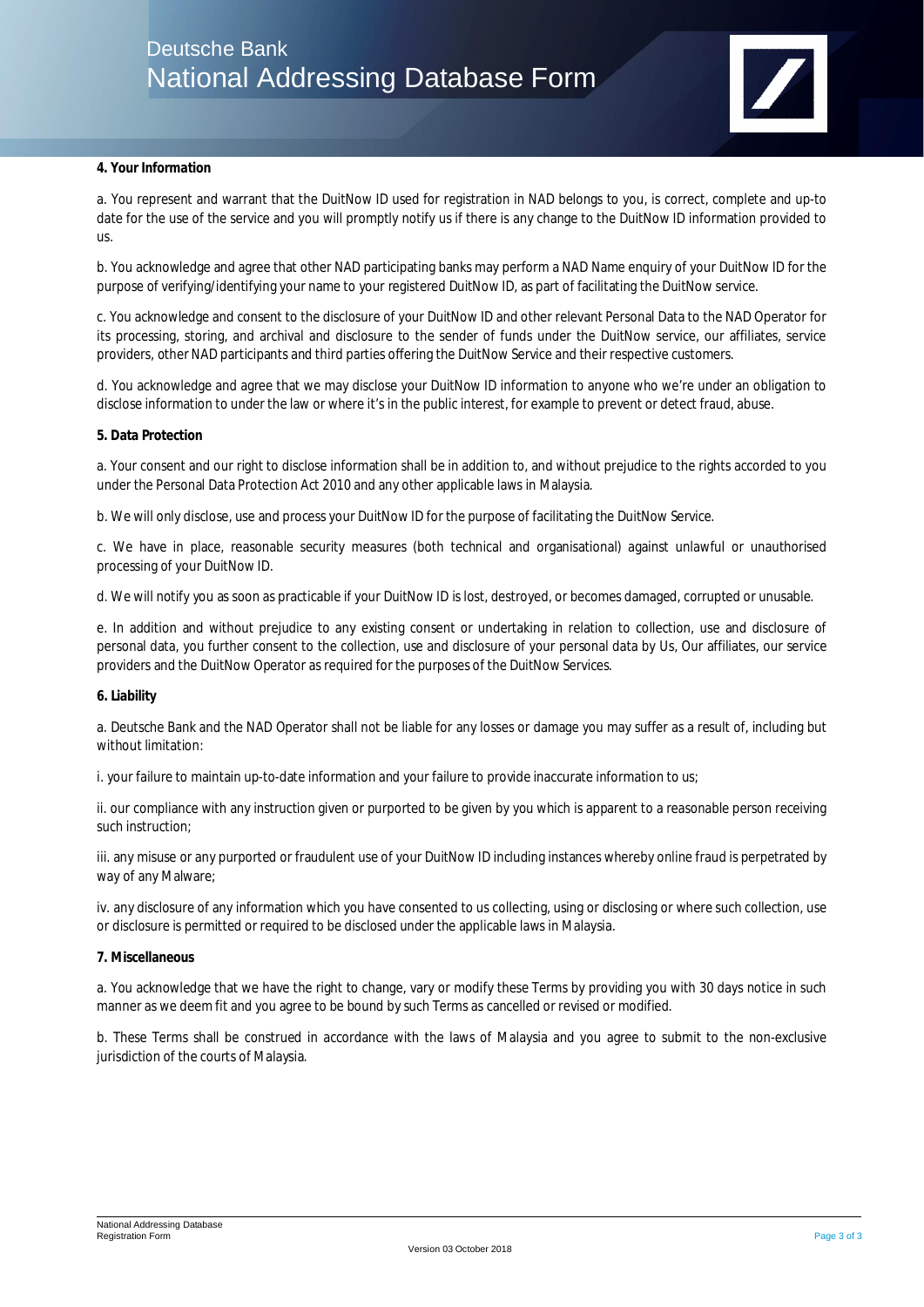**4. Your Information**

a. You represent and warrant that the DuitNow ID used for registration in NAD belongs to you, is correct, complete and up-to date for the use of the service and you will promptly notify us if there is any change to the DuitNow ID information provided to us.

b. You acknowledge and agree that other NAD participating banks may perform a NAD Name enquiry of your DuitNow ID for the purpose of verifying/identifying your name to your registered DuitNow ID, as part of facilitating the DuitNow service.

c. You acknowledge and consent to the disclosure of your DuitNow ID and other relevant Personal Data to the NAD Operator for its processing, storing, and archival and disclosure to the sender of funds under the DuitNow service, our affiliates, service providers, other NAD participants and third parties offering the DuitNow Service and their respective customers.

d. You acknowledge and agree that we may disclose your DuitNow ID information to anyone who we're under an obligation to disclose information to under the law or where it's in the public interest, for example to prevent or detect fraud, abuse.

**5. Data Protection**

a. Your consent and our right to disclose information shall be in addition to, and without prejudice to the rights accorded to you under the Personal Data Protection Act 2010 and any other applicable laws in Malaysia.

b. We will only disclose, use and process your DuitNow ID for the purpose of facilitating the DuitNow Service.

c. We have in place, reasonable security measures (both technical and organisational) against unlawful or unauthorised processing of your DuitNow ID.

d. We will notify you as soon as practicable if your DuitNow ID is lost, destroyed, or becomes damaged, corrupted or unusable.

e. In addition and without prejudice to any existing consent or undertaking in relation to collection, use and disclosure of personal data, you further consent to the collection, use and disclosure of your personal data by Us, Our affiliates, our service providers and the DuitNow Operator as required for the purposes of the DuitNow Services.

**6. Liability**

a. Deutsche Bank and the NAD Operator shall not be liable for any losses or damage you may suffer as a result of, including but without limitation:

i. your failure to maintain up-to-date information and your failure to provide inaccurate information to us;

ii. our compliance with any instruction given or purported to be given by you which is apparent to a reasonable person receiving such instruction;

iii. any misuse or any purported or fraudulent use of your DuitNow ID including instances whereby online fraud is perpetrated by way of any Malware;

iv. any disclosure of any information which you have consented to us collecting, using or disclosing or where such collection, use or disclosure is permitted or required to be disclosed under the applicable laws in Malaysia.

**7. Miscellaneous**

a. You acknowledge that we have the right to change, vary or modify these Terms by providing you with 30 days notice in such manner as we deem fit and you agree to be bound by such Terms as cancelled or revised or modified.

b. These Terms shall be construed in accordance with the laws of Malaysia and you agree to submit to the non-exclusive jurisdiction of the courts of Malaysia.